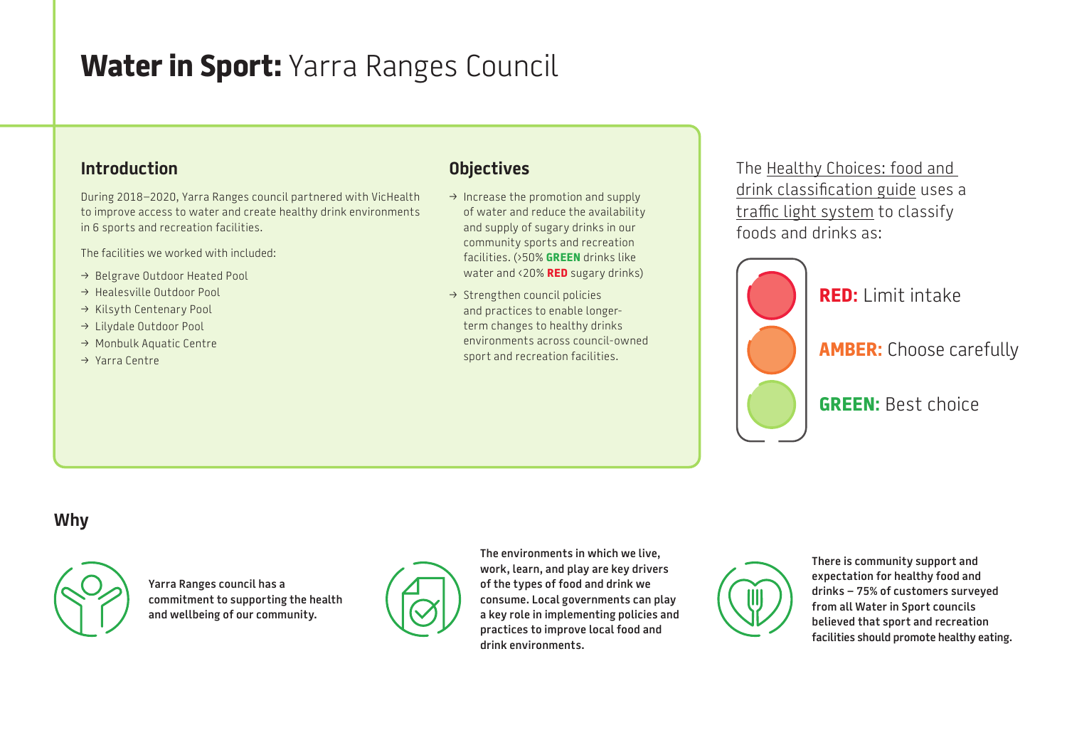# **Water in Sport:** Yarra Ranges Council

## Introduction

During 2018–2020, Yarra Ranges council partnered with VicHealth to improve access to water and create healthy drink environments in 6 sports and recreation facilities.

The facilities we worked with included:

- → Belgrave Outdoor Heated Pool
- → Healesville Outdoor Pool
- → Kilsyth Centenary Pool
- → Lilydale Outdoor Pool
- → Monbulk Aquatic Centre
- → Yarra Centre

## Objectives

- → Increase the promotion and supply of water and reduce the availability and supply of sugary drinks in our community sports and recreation facilities. (>50% **GREEN** drinks like water and <20% **RED** sugary drinks)
- → Strengthen council policies and practices to enable longer-term changes to healthy drinks environments across council-owned sport and recreation facilities.

The Healthy Choices: food and drink classification guide uses a traffic light system to classify foods and drinks as:

**RED:** Limit intake

**AMBER:** Choose carefully

**GREEN:** Best choice

## Why

**Yarra Ranges council has a commitment to supporting the health and wellbeing of our community.**

**The environments in which we live, work, learn, and play are key drivers of the types of food and drink we consume. Local governments can play a key role in implementing policies and practices to improve local food and drink environments.**

**There is community support and expectation for healthy food and drinks – 75% of customers surveyed from all Water in Sport councils believed that sport and recreation facilities should promote healthy eating.**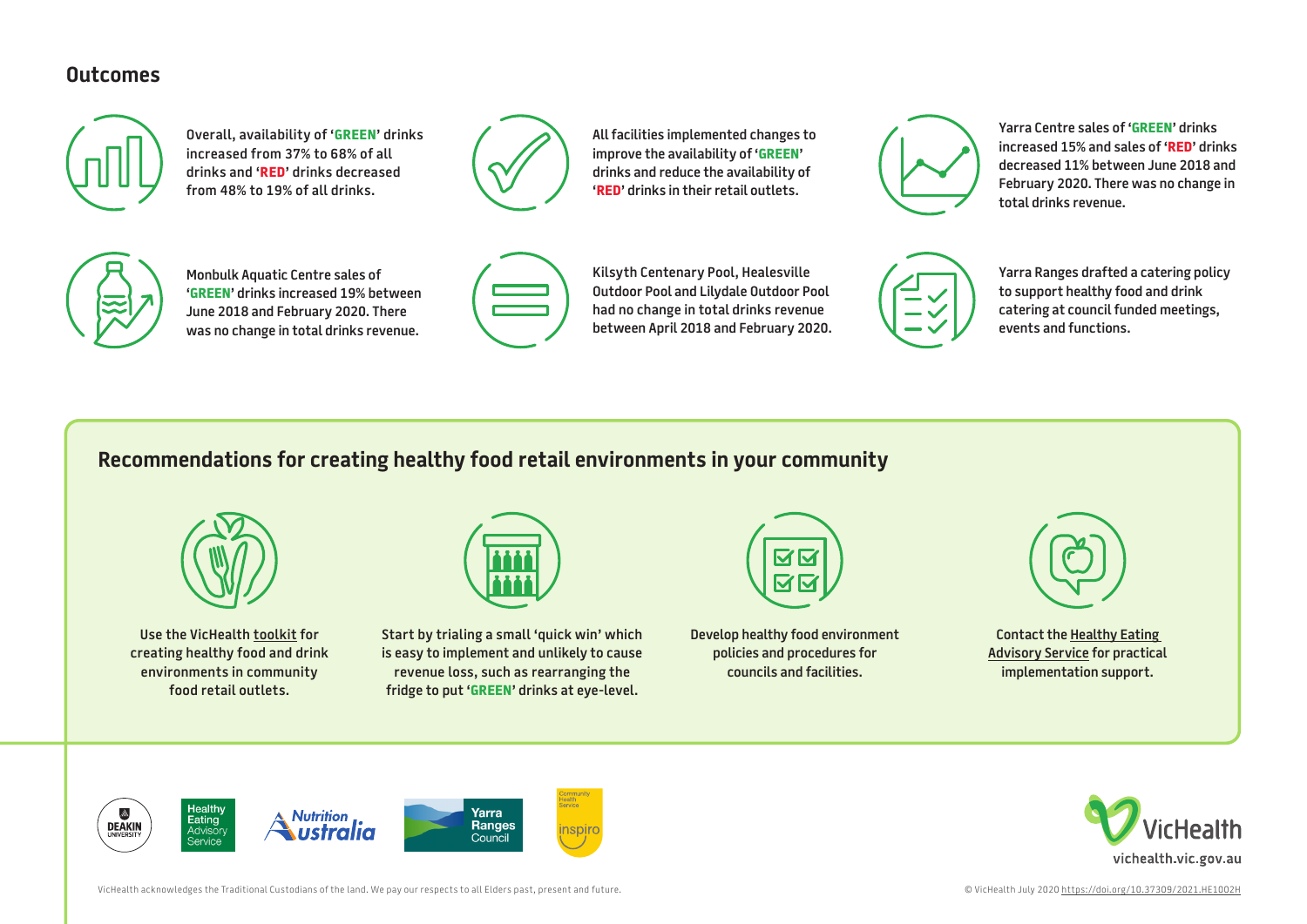## Outcomes

Overall, availability of '**GREEN**' drinks increased from 37% to 68% of all drinks and '**RED**' drinks decreased from 48% to 19% of all drinks.

All facilities implemented changes to improve the availability of '**GREEN**' drinks and reduce the availability of '**RED**' drinks in their retail outlets.

Yarra Centre sales of '**GREEN**' drinks increased 15% and sales of '**RED**' drinks decreased 11% between June 2018 and February 2020. There was no change in total drinks revenue.

Monbulk Aquatic Centre sales of '**GREEN**' drinks increased 19% between June 2018 and February 2020. There was no change in total drinks revenue.

Kilsyth Centenary Pool, Healesville Outdoor Pool and Lilydale Outdoor Pool had no change in total drinks revenue between April 2018 and February 2020.

Yarra Ranges drafted a catering policy to support healthy food and drink catering at council funded meetings, events and functions.

## Recommendations for creating healthy food retail environments in your community

Use the VicHealth toolkit for creating healthy food and drink environments in community food retail outlets.

Start by trialing a small 'quick win' which is easy to implement and unlikely to cause revenue loss, such as rearranging the fridge to put '**GREEN**' drinks at eye-level.

Develop healthy food environment policies and procedures for councils and facilities.

Contact the Healthy Eating Advisory Service for practical implementation support.

vichealth.vic.gov.au

VicHealth acknowledges the Traditional Custodians of the land. We pay our respects to all Elders past, present and future.

© VicHealth July 2020 https://doi.org/10.37309/2021.HE1002H